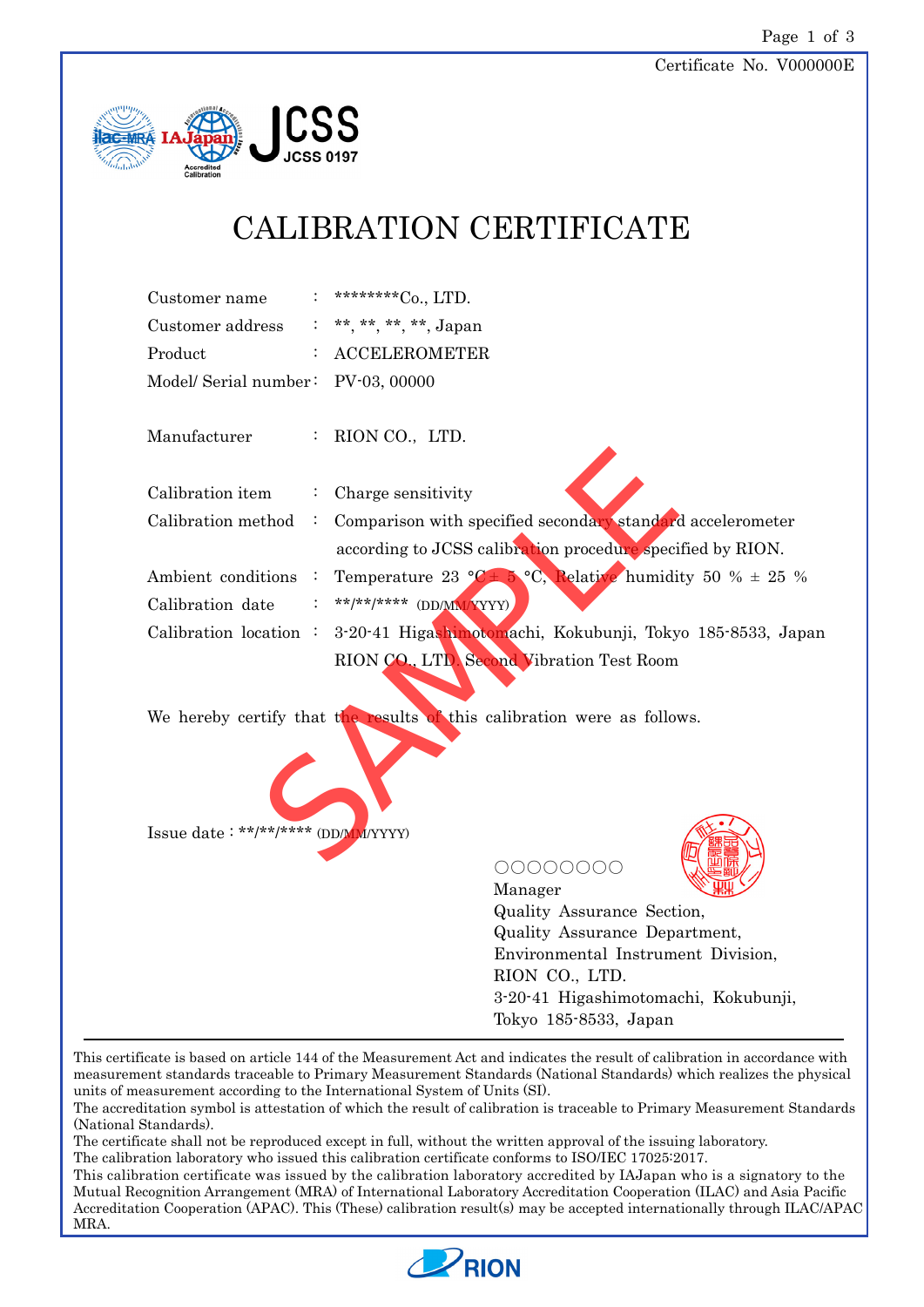Certificate No. V000000E

JCSS 0197

# CALIBRATION CERTIFICATE

| | | |
|---|---|---|
| Customer name | : | ********Co., LTD. |
| Customer address | : | **, **, **, **, Japan |
| Product | : | ACCELEROMETER |
| Model/ Serial number | : | PV-03, 00000 |
| Manufacturer | : | RION CO., LTD. |
| Calibration item | : | Charge sensitivity |
| Calibration method | : | Comparison with specified secondary standard accelerometer according to JCSS calibration procedure specified by RION. |
| Ambient conditions | : | Temperature 23 °C ± 5 °C, Relative humidity 50 % ± 25 % |
| Calibration date | : | **/**/**** (DD/MM/YYYY) |
| Calibration location | : | 3-20-41 Higashimotomachi, Kokubunji, Tokyo 185-8533, Japan RION CO., LTD. Second Vibration Test Room |

We hereby certify that the results of this calibration were as follows.

SAMPLE

Issue date : **/**/**** (DD/MM/YYYY)

○○○○○○○○
Manager
Quality Assurance Section,
Quality Assurance Department,
Environmental Instrument Division,
RION CO., LTD.
3-20-41 Higashimotomachi, Kokubunji,
Tokyo 185-8533, Japan

---

This certificate is based on article 144 of the Measurement Act and indicates the result of calibration in accordance with measurement standards traceable to Primary Measurement Standards (National Standards) which realizes the physical units of measurement according to the International System of Units (SI).
The accreditation symbol is attestation of which the result of calibration is traceable to Primary Measurement Standards (National Standards).
The certificate shall not be reproduced except in full, without the written approval of the issuing laboratory.
The calibration laboratory who issued this calibration certificate conforms to ISO/IEC 17025:2017.
This calibration certificate was issued by the calibration laboratory accredited by IAJapan who is a signatory to the Mutual Recognition Arrangement (MRA) of International Laboratory Accreditation Cooperation (ILAC) and Asia Pacific Accreditation Cooperation (APAC). This (These) calibration result(s) may be accepted internationally through ILAC/APAC MRA.

RION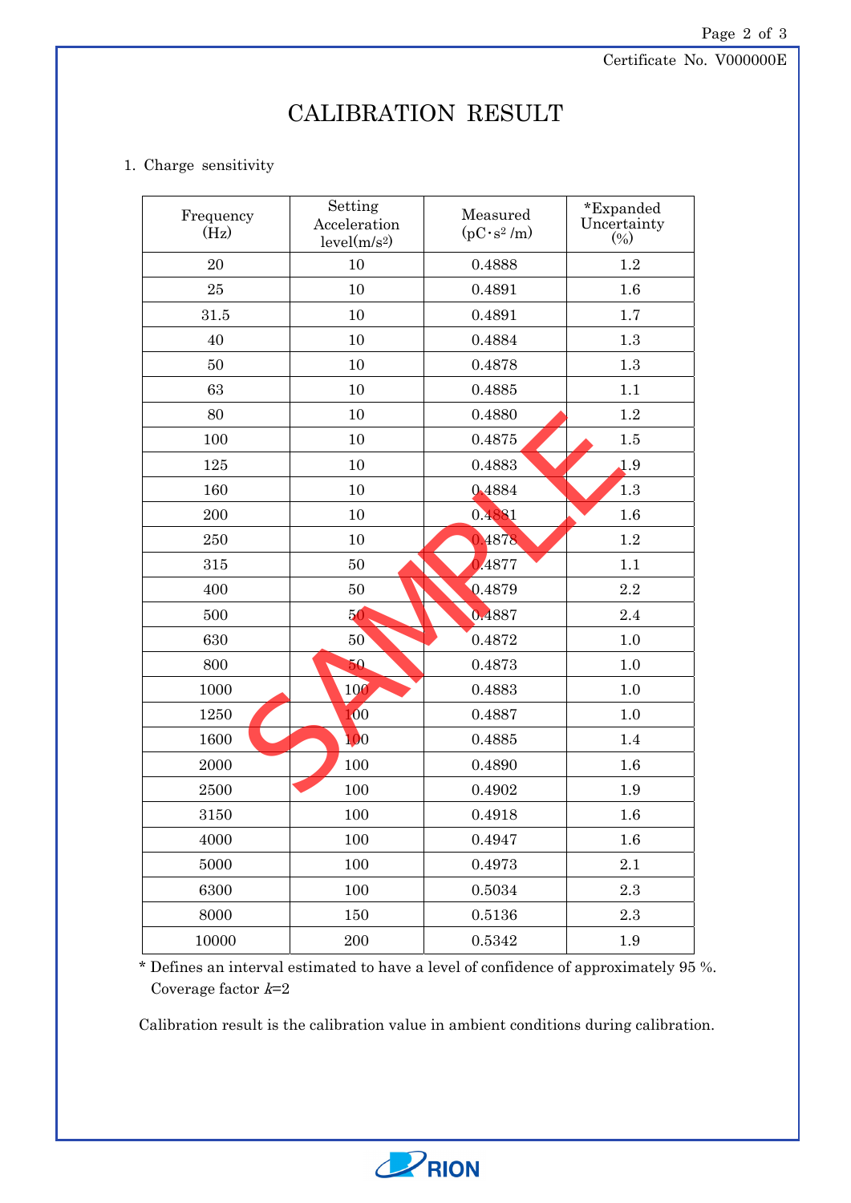Certificate No. V000000E

# CALIBRATION RESULT

1. Charge sensitivity

| Frequency (Hz) | Setting Acceleration level($m/s^2$) | Measured ($pC \cdot s^2 /m$) | *Expanded Uncertainty (%) |
|---|---|---|---|
| 20 | 10 | 0.4888 | 1.2 |
| 25 | 10 | 0.4891 | 1.6 |
| 31.5 | 10 | 0.4891 | 1.7 |
| 40 | 10 | 0.4884 | 1.3 |
| 50 | 10 | 0.4878 | 1.3 |
| 63 | 10 | 0.4885 | 1.1 |
| 80 | 10 | 0.4880 | 1.2 |
| 100 | 10 | 0.4875 | 1.5 |
| 125 | 10 | 0.4883 | 1.9 |
| 160 | 10 | 0.4884 | 1.3 |
| 200 | 10 | 0.4881 | 1.6 |
| 250 | 10 | 0.4878 | 1.2 |
| 315 | 50 | 0.4877 | 1.1 |
| 400 | 50 | 0.4879 | 2.2 |
| 500 | 50 | 0.4887 | 2.4 |
| 630 | 50 | 0.4872 | 1.0 |
| 800 | 50 | 0.4873 | 1.0 |
| 1000 | 100 | 0.4883 | 1.0 |
| 1250 | 100 | 0.4887 | 1.0 |
| 1600 | 100 | 0.4885 | 1.4 |
| 2000 | 100 | 0.4890 | 1.6 |
| 2500 | 100 | 0.4902 | 1.9 |
| 3150 | 100 | 0.4918 | 1.6 |
| 4000 | 100 | 0.4947 | 1.6 |
| 5000 | 100 | 0.4973 | 2.1 |
| 6300 | 100 | 0.5034 | 2.3 |
| 8000 | 150 | 0.5136 | 2.3 |
| 10000 | 200 | 0.5342 | 1.9 |

* Defines an interval estimated to have a level of confidence of approximately 95 %.
  Coverage factor $k$=2

Calibration result is the calibration value in ambient conditions during calibration.

SAMPLE

RION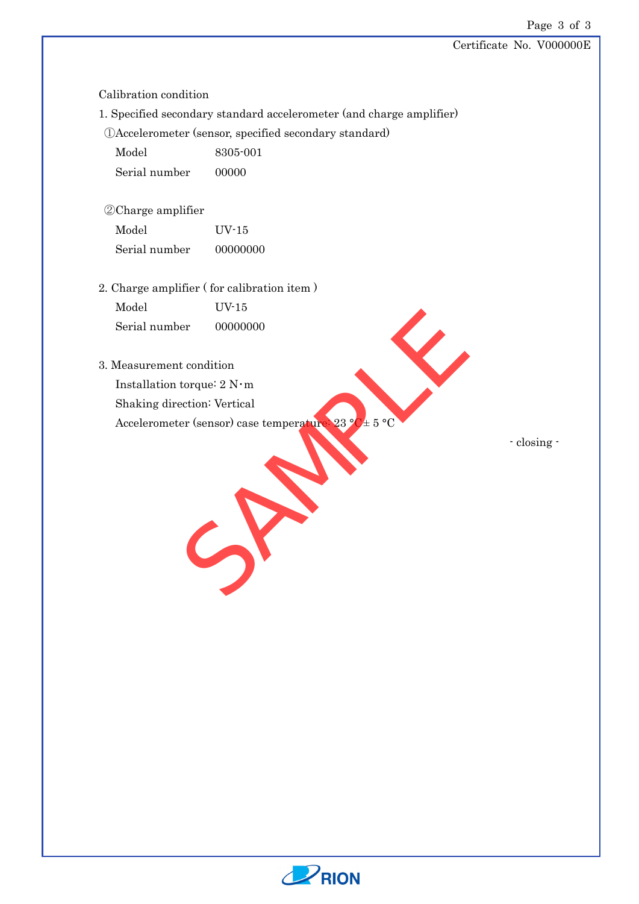Certificate No. V000000E

Calibration condition

1. Specified secondary standard accelerometer (and charge amplifier)

①Accelerometer (sensor, specified secondary standard)

| | |
|---|---|
| Model | 8305-001 |
| Serial number | 00000 |

②Charge amplifier

| | |
|---|---|
| Model | UV-15 |
| Serial number | 00000000 |

2. Charge amplifier ( for calibration item )

| | |
|---|---|
| Model | UV-15 |
| Serial number | 00000000 |

3. Measurement condition

Installation torque: 2 N・m

Shaking direction: Vertical

Accelerometer (sensor) case temperature: 23 °C ± 5 °C

- closing -

SAMPLE

RION